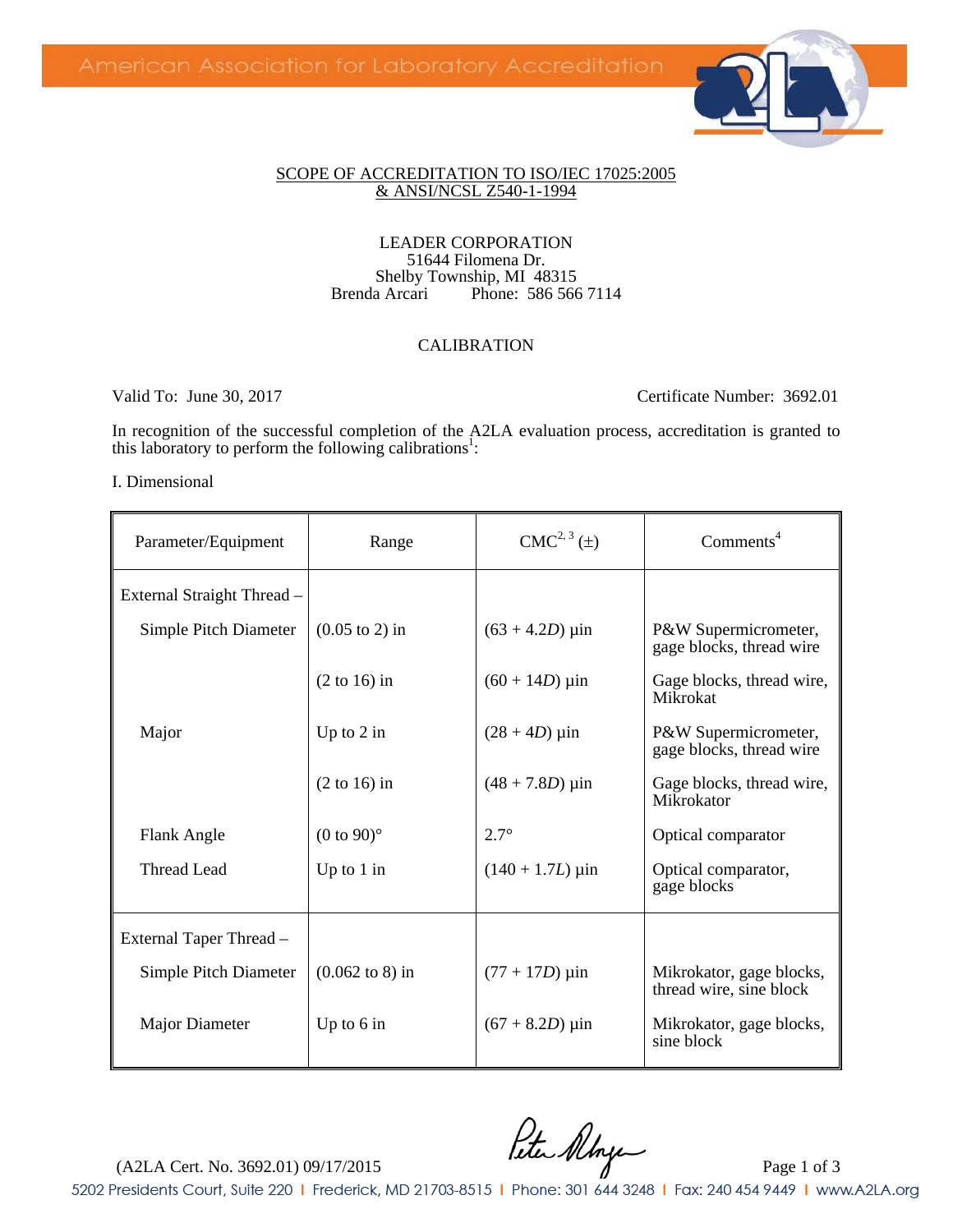American Association for Laboratory Accreditation

SCOPE OF ACCREDITATION TO ISO/IEC 17025:2005
& ANSI/NCSL Z540-1-1994

LEADER CORPORATION
51644 Filomena Dr.
Shelby Township, MI 48315
Brenda Arcari Phone: 586 566 7114

CALIBRATION

Valid To: June 30, 2017 Certificate Number: 3692.01

In recognition of the successful completion of the A2LA evaluation process, accreditation is granted to this laboratory to perform the following calibrations[1]:

I. Dimensional

| Parameter/Equipment | Range | CMC[2, 3] (±) | Comments[4] |
|---|---|---|---|
| External Straight Thread – | | | |
| Simple Pitch Diameter | (0.05 to 2) in | (63 + 4.2$D$) µin | P&W Supermicrometer, gage blocks, thread wire |
| | (2 to 16) in | (60 + 14$D$) µin | Gage blocks, thread wire, Mikrokat |
| Major | Up to 2 in | (28 + 4$D$) µin | P&W Supermicrometer, gage blocks, thread wire |
| | (2 to 16) in | (48 + 7.8$D$) µin | Gage blocks, thread wire, Mikrokator |
| Flank Angle | (0 to 90)° | 2.7° | Optical comparator |
| Thread Lead | Up to 1 in | (140 + 1.7$L$) µin | Optical comparator, gage blocks |
| External Taper Thread – | | | |
| Simple Pitch Diameter | (0.062 to 8) in | (77 + 17$D$) µin | Mikrokator, gage blocks, thread wire, sine block |
| Major Diameter | Up to 6 in | (67 + 8.2$D$) µin | Mikrokator, gage blocks, sine block |

(A2LA Cert. No. 3692.01) 09/17/2015

5202 Presidents Court, Suite 220 | Frederick, MD 21703-8515 | Phone: 301 644 3248 | Fax: 240 454 9449 | www.A2LA.org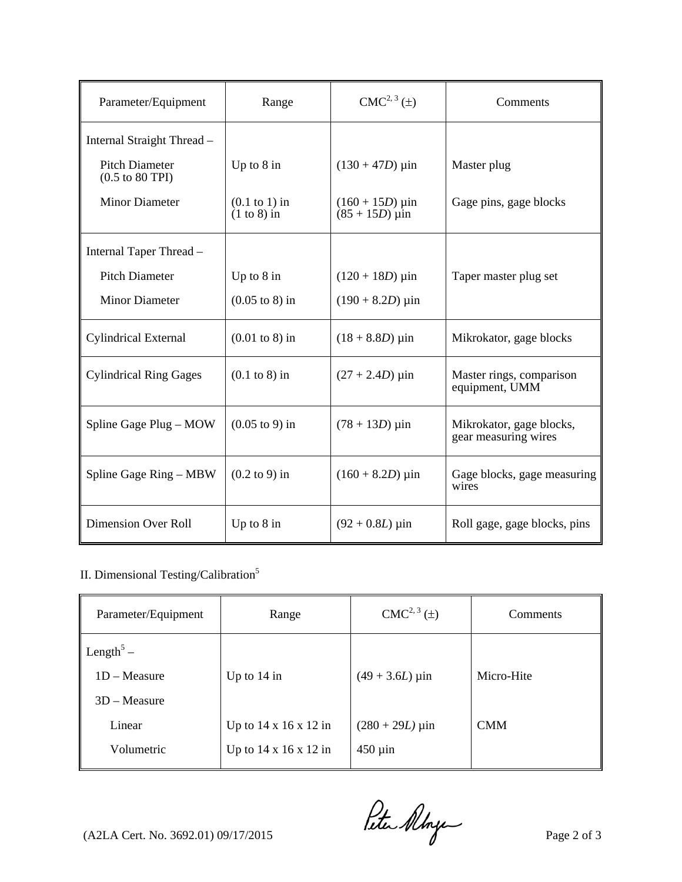| Parameter/Equipment | Range | CMC[2, 3] (±) | Comments |
|---|---|---|---|
| Internal Straight Thread – | | | |
| Pitch Diameter (0.5 to 80 TPI) | Up to 8 in | (130 + 47*D*) µin | Master plug |
| Minor Diameter | (0.1 to 1) in<br>(1 to 8) in | (160 + 15*D*) µin<br>(85 + 15*D*) µin | Gage pins, gage blocks |
| Internal Taper Thread – | | | |
| Pitch Diameter | Up to 8 in | (120 + 18*D*) µin | Taper master plug set |
| Minor Diameter | (0.05 to 8) in | (190 + 8.2*D*) µin | |
| Cylindrical External | (0.01 to 8) in | (18 + 8.8*D*) µin | Mikrokator, gage blocks |
| Cylindrical Ring Gages | (0.1 to 8) in | (27 + 2.4*D*) µin | Master rings, comparison equipment, UMM |
| Spline Gage Plug – MOW | (0.05 to 9) in | (78 + 13*D*) µin | Mikrokator, gage blocks, gear measuring wires |
| Spline Gage Ring – MBW | (0.2 to 9) in | (160 + 8.2*D*) µin | Gage blocks, gage measuring wires |
| Dimension Over Roll | Up to 8 in | (92 + 0.8*L*) µin | Roll gage, gage blocks, pins |

II. Dimensional Testing/Calibration[5]

| Parameter/Equipment | Range | CMC[2, 3] (±) | Comments |
|---|---|---|---|
| Length[5] – | | | |
| 1D – Measure | Up to 14 in | (49 + 3.6*L*) µin | Micro-Hite |
| 3D – Measure | | | |
| Linear | Up to 14 x 16 x 12 in | (280 + 29*L*) µin | CMM |
| Volumetric | Up to 14 x 16 x 12 in | 450 µin | |

(A2LA Cert. No. 3692.01) 09/17/2015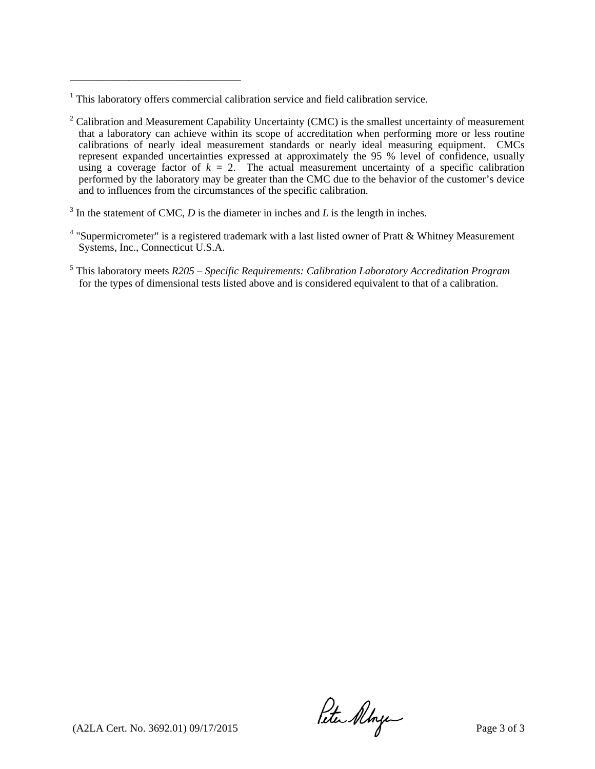---

[1] This laboratory offers commercial calibration service and field calibration service.

[2] Calibration and Measurement Capability Uncertainty (CMC) is the smallest uncertainty of measurement that a laboratory can achieve within its scope of accreditation when performing more or less routine calibrations of nearly ideal measurement standards or nearly ideal measuring equipment. CMCs represent expanded uncertainties expressed at approximately the 95 % level of confidence, usually using a coverage factor of $k = 2$. The actual measurement uncertainty of a specific calibration performed by the laboratory may be greater than the CMC due to the behavior of the customer's device and to influences from the circumstances of the specific calibration.

[3] In the statement of CMC, $D$ is the diameter in inches and $L$ is the length in inches.

[4] "Supermicrometer" is a registered trademark with a last listed owner of Pratt & Whitney Measurement Systems, Inc., Connecticut U.S.A.

[5] This laboratory meets *R205 – Specific Requirements: Calibration Laboratory Accreditation Program* for the types of dimensional tests listed above and is considered equivalent to that of a calibration.

(A2LA Cert. No. 3692.01) 09/17/2015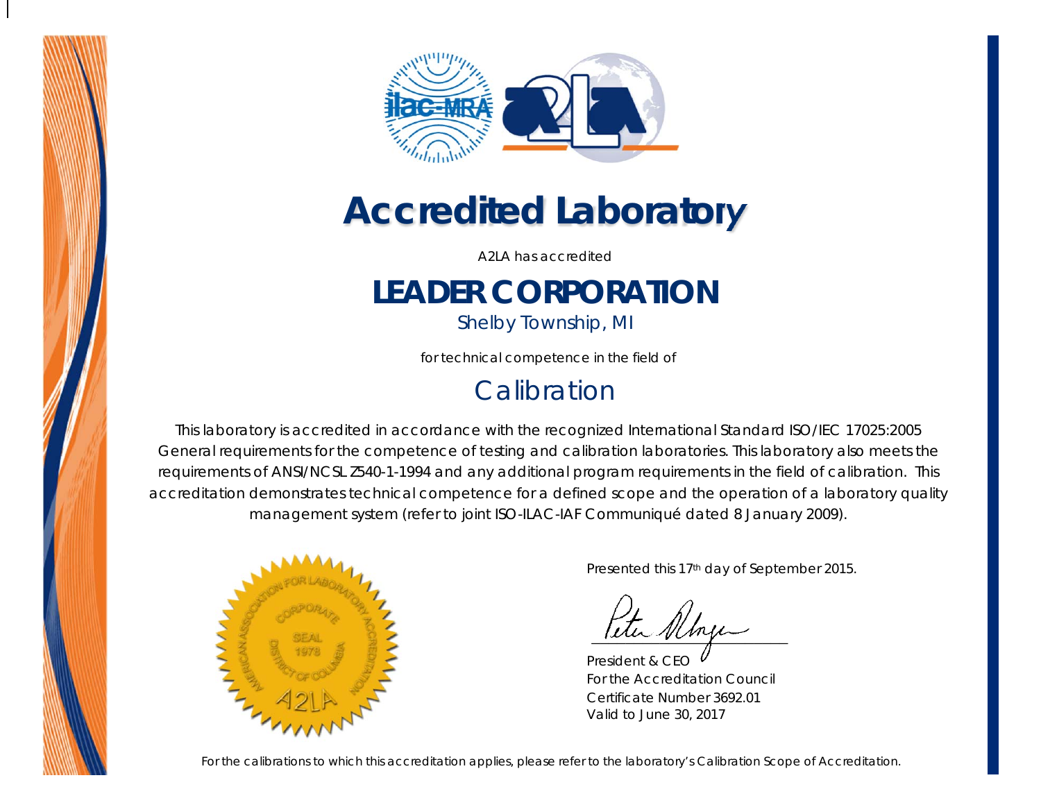# Accredited Laboratory

A2LA has accredited

## LEADER CORPORATION

Shelby Township, MI

for technical competence in the field of

## Calibration

This laboratory is accredited in accordance with the recognized International Standard ISO/IEC 17025:2005 General requirements for the competence of testing and calibration laboratories. This laboratory also meets the requirements of ANSI/NCSL Z540-1-1994 and any additional program requirements in the field of calibration. This accreditation demonstrates technical competence for a defined scope and the operation of a laboratory quality management system (refer to joint ISO-ILAC-IAF Communiqué dated 8 January 2009).

Presented this 17th day of September 2015.

President & CEO
For the Accreditation Council
Certificate Number 3692.01
Valid to June 30, 2017

For the calibrations to which this accreditation applies, please refer to the laboratory's Calibration Scope of Accreditation.